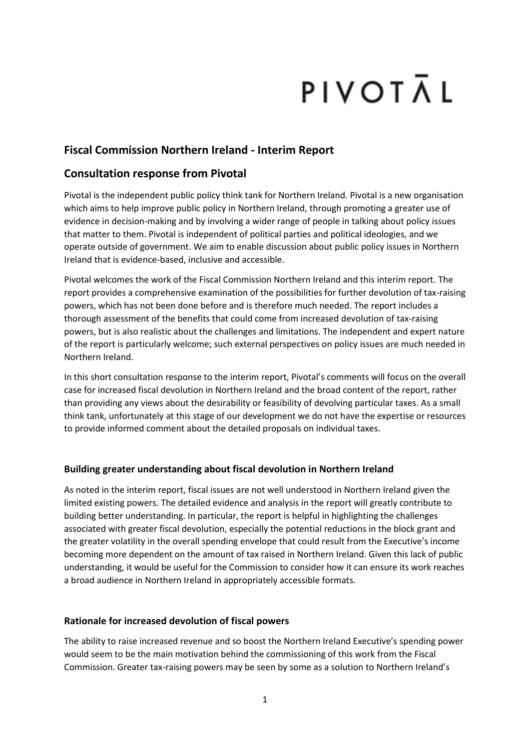# PIVOTĀL

## Fiscal Commission Northern Ireland - Interim Report

## Consultation response from Pivotal

Pivotal is the independent public policy think tank for Northern Ireland. Pivotal is a new organisation which aims to help improve public policy in Northern Ireland, through promoting a greater use of evidence in decision-making and by involving a wider range of people in talking about policy issues that matter to them. Pivotal is independent of political parties and political ideologies, and we operate outside of government. We aim to enable discussion about public policy issues in Northern Ireland that is evidence-based, inclusive and accessible.

Pivotal welcomes the work of the Fiscal Commission Northern Ireland and this interim report. The report provides a comprehensive examination of the possibilities for further devolution of tax-raising powers, which has not been done before and is therefore much needed. The report includes a thorough assessment of the benefits that could come from increased devolution of tax-raising powers, but is also realistic about the challenges and limitations. The independent and expert nature of the report is particularly welcome; such external perspectives on policy issues are much needed in Northern Ireland.

In this short consultation response to the interim report, Pivotal's comments will focus on the overall case for increased fiscal devolution in Northern Ireland and the broad content of the report, rather than providing any views about the desirability or feasibility of devolving particular taxes. As a small think tank, unfortunately at this stage of our development we do not have the expertise or resources to provide informed comment about the detailed proposals on individual taxes.

### Building greater understanding about fiscal devolution in Northern Ireland

As noted in the interim report, fiscal issues are not well understood in Northern Ireland given the limited existing powers. The detailed evidence and analysis in the report will greatly contribute to building better understanding. In particular, the report is helpful in highlighting the challenges associated with greater fiscal devolution, especially the potential reductions in the block grant and the greater volatility in the overall spending envelope that could result from the Executive's income becoming more dependent on the amount of tax raised in Northern Ireland. Given this lack of public understanding, it would be useful for the Commission to consider how it can ensure its work reaches a broad audience in Northern Ireland in appropriately accessible formats.

### Rationale for increased devolution of fiscal powers

The ability to raise increased revenue and so boost the Northern Ireland Executive's spending power would seem to be the main motivation behind the commissioning of this work from the Fiscal Commission. Greater tax-raising powers may be seen by some as a solution to Northern Ireland's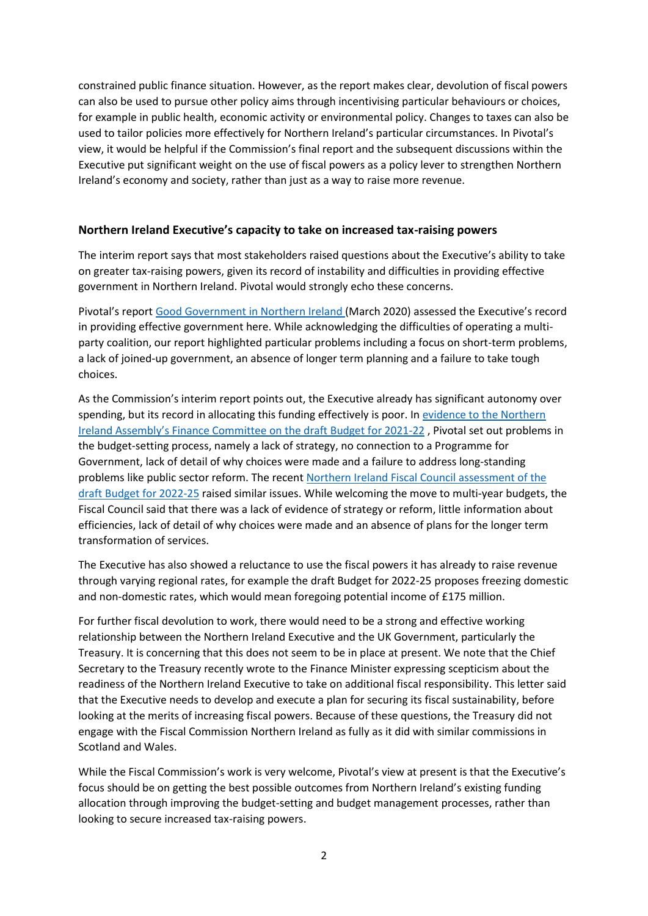constrained public finance situation. However, as the report makes clear, devolution of fiscal powers can also be used to pursue other policy aims through incentivising particular behaviours or choices, for example in public health, economic activity or environmental policy. Changes to taxes can also be used to tailor policies more effectively for Northern Ireland's particular circumstances. In Pivotal's view, it would be helpful if the Commission's final report and the subsequent discussions within the Executive put significant weight on the use of fiscal powers as a policy lever to strengthen Northern Ireland's economy and society, rather than just as a way to raise more revenue.

### Northern Ireland Executive's capacity to take on increased tax-raising powers

The interim report says that most stakeholders raised questions about the Executive's ability to take on greater tax-raising powers, given its record of instability and difficulties in providing effective government in Northern Ireland. Pivotal would strongly echo these concerns.

Pivotal's report Good Government in Northern Ireland (March 2020) assessed the Executive's record in providing effective government here. While acknowledging the difficulties of operating a multi-party coalition, our report highlighted particular problems including a focus on short-term problems, a lack of joined-up government, an absence of longer term planning and a failure to take tough choices.

As the Commission's interim report points out, the Executive already has significant autonomy over spending, but its record in allocating this funding effectively is poor. In evidence to the Northern Ireland Assembly's Finance Committee on the draft Budget for 2021-22 , Pivotal set out problems in the budget-setting process, namely a lack of strategy, no connection to a Programme for Government, lack of detail of why choices were made and a failure to address long-standing problems like public sector reform. The recent Northern Ireland Fiscal Council assessment of the draft Budget for 2022-25 raised similar issues. While welcoming the move to multi-year budgets, the Fiscal Council said that there was a lack of evidence of strategy or reform, little information about efficiencies, lack of detail of why choices were made and an absence of plans for the longer term transformation of services.

The Executive has also showed a reluctance to use the fiscal powers it has already to raise revenue through varying regional rates, for example the draft Budget for 2022-25 proposes freezing domestic and non-domestic rates, which would mean foregoing potential income of £175 million.

For further fiscal devolution to work, there would need to be a strong and effective working relationship between the Northern Ireland Executive and the UK Government, particularly the Treasury. It is concerning that this does not seem to be in place at present. We note that the Chief Secretary to the Treasury recently wrote to the Finance Minister expressing scepticism about the readiness of the Northern Ireland Executive to take on additional fiscal responsibility. This letter said that the Executive needs to develop and execute a plan for securing its fiscal sustainability, before looking at the merits of increasing fiscal powers. Because of these questions, the Treasury did not engage with the Fiscal Commission Northern Ireland as fully as it did with similar commissions in Scotland and Wales.

While the Fiscal Commission's work is very welcome, Pivotal's view at present is that the Executive's focus should be on getting the best possible outcomes from Northern Ireland's existing funding allocation through improving the budget-setting and budget management processes, rather than looking to secure increased tax-raising powers.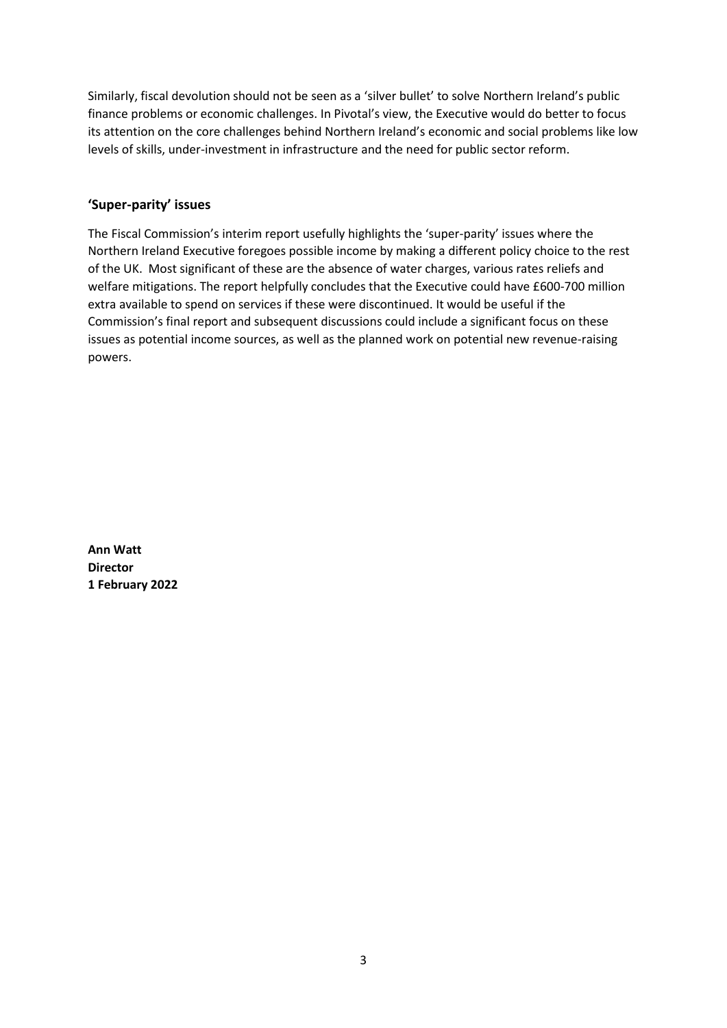Similarly, fiscal devolution should not be seen as a 'silver bullet' to solve Northern Ireland's public finance problems or economic challenges. In Pivotal's view, the Executive would do better to focus its attention on the core challenges behind Northern Ireland's economic and social problems like low levels of skills, under-investment in infrastructure and the need for public sector reform.

## 'Super-parity' issues

The Fiscal Commission's interim report usefully highlights the 'super-parity' issues where the Northern Ireland Executive foregoes possible income by making a different policy choice to the rest of the UK. Most significant of these are the absence of water charges, various rates reliefs and welfare mitigations. The report helpfully concludes that the Executive could have £600-700 million extra available to spend on services if these were discontinued. It would be useful if the Commission's final report and subsequent discussions could include a significant focus on these issues as potential income sources, as well as the planned work on potential new revenue-raising powers.

**Ann Watt**
**Director**
**1 February 2022**